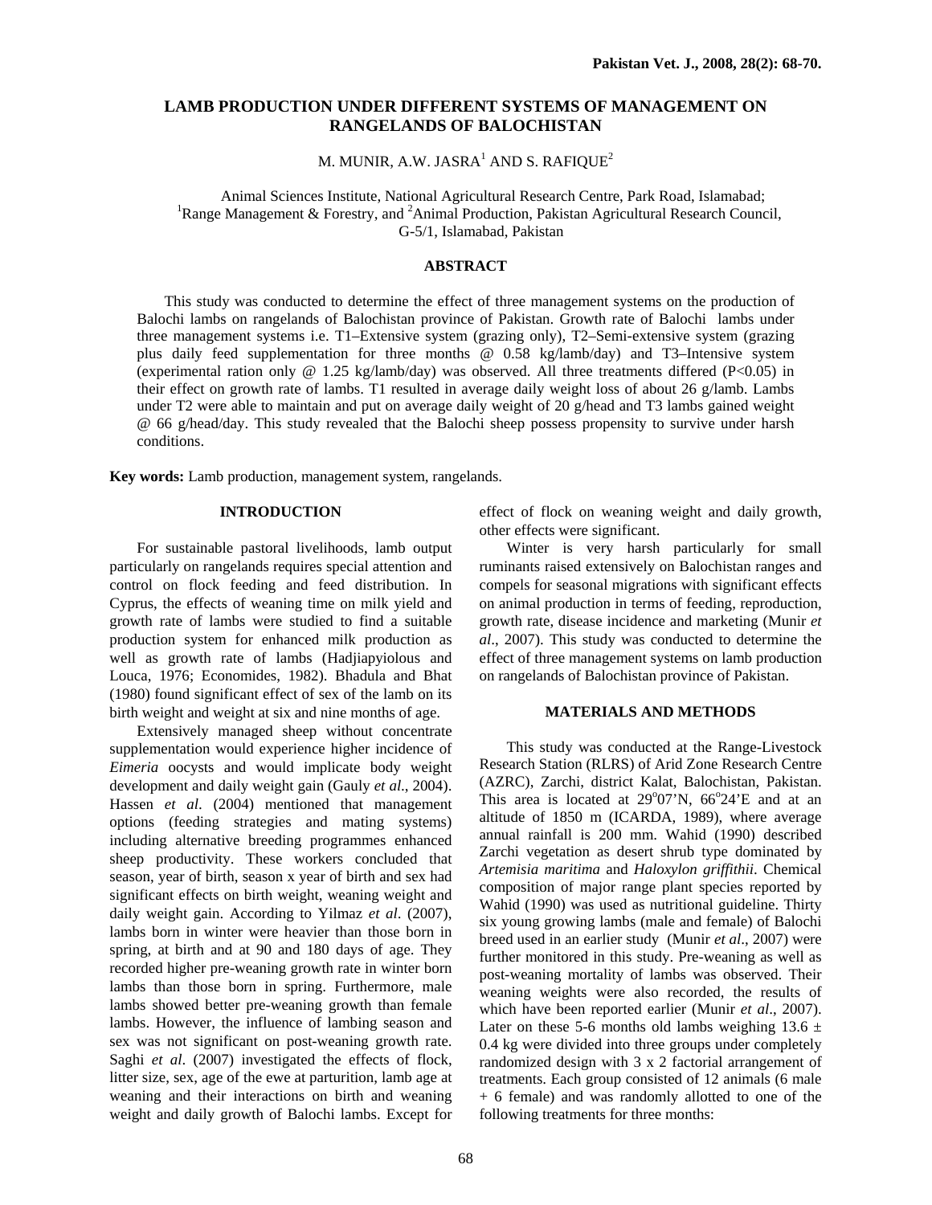# LAMB PRODUCTION UNDER DIFFERENT SYSTEMS OF MANAGEMENT ON RANGELANDS OF BALOCHISTAN

M. MUNIR, A.W. JASRA[1] AND S. RAFIQUE[2]

Animal Sciences Institute, National Agricultural Research Centre, Park Road, Islamabad;
[1]Range Management & Forestry, and [2]Animal Production, Pakistan Agricultural Research Council, G-5/1, Islamabad, Pakistan

## ABSTRACT

This study was conducted to determine the effect of three management systems on the production of Balochi lambs on rangelands of Balochistan province of Pakistan. Growth rate of Balochi lambs under three management systems i.e. T1–Extensive system (grazing only), T2–Semi-extensive system (grazing plus daily feed supplementation for three months @ 0.58 kg/lamb/day) and T3–Intensive system (experimental ration only @ 1.25 kg/lamb/day) was observed. All three treatments differed ($P<0.05$) in their effect on growth rate of lambs. T1 resulted in average daily weight loss of about 26 g/lamb. Lambs under T2 were able to maintain and put on average daily weight of 20 g/head and T3 lambs gained weight @ 66 g/head/day. This study revealed that the Balochi sheep possess propensity to survive under harsh conditions.

**Key words:** Lamb production, management system, rangelands.

## INTRODUCTION

For sustainable pastoral livelihoods, lamb output particularly on rangelands requires special attention and control on flock feeding and feed distribution. In Cyprus, the effects of weaning time on milk yield and growth rate of lambs were studied to find a suitable production system for enhanced milk production as well as growth rate of lambs (Hadjiapyiolous and Louca, 1976; Economides, 1982). Bhadula and Bhat (1980) found significant effect of sex of the lamb on its birth weight and weight at six and nine months of age.

Extensively managed sheep without concentrate supplementation would experience higher incidence of *Eimeria* oocysts and would implicate body weight development and daily weight gain (Gauly *et al*., 2004). Hassen *et al*. (2004) mentioned that management options (feeding strategies and mating systems) including alternative breeding programmes enhanced sheep productivity. These workers concluded that season, year of birth, season x year of birth and sex had significant effects on birth weight, weaning weight and daily weight gain. According to Yilmaz *et al*. (2007), lambs born in winter were heavier than those born in spring, at birth and at 90 and 180 days of age. They recorded higher pre-weaning growth rate in winter born lambs than those born in spring. Furthermore, male lambs showed better pre-weaning growth than female lambs. However, the influence of lambing season and sex was not significant on post-weaning growth rate. Saghi *et al*. (2007) investigated the effects of flock, litter size, sex, age of the ewe at parturition, lamb age at weaning and their interactions on birth and weaning weight and daily growth of Balochi lambs. Except for effect of flock on weaning weight and daily growth, other effects were significant.

Winter is very harsh particularly for small ruminants raised extensively on Balochistan ranges and compels for seasonal migrations with significant effects on animal production in terms of feeding, reproduction, growth rate, disease incidence and marketing (Munir *et al*., 2007). This study was conducted to determine the effect of three management systems on lamb production on rangelands of Balochistan province of Pakistan.

## MATERIALS AND METHODS

This study was conducted at the Range-Livestock Research Station (RLRS) of Arid Zone Research Centre (AZRC), Zarchi, district Kalat, Balochistan, Pakistan. This area is located at 29°07'N, 66°24'E and at an altitude of 1850 m (ICARDA, 1989), where average annual rainfall is 200 mm. Wahid (1990) described Zarchi vegetation as desert shrub type dominated by *Artemisia maritima* and *Haloxylon griffithii*. Chemical composition of major range plant species reported by Wahid (1990) was used as nutritional guideline. Thirty six young growing lambs (male and female) of Balochi breed used in an earlier study (Munir *et al*., 2007) were further monitored in this study. Pre-weaning as well as post-weaning mortality of lambs was observed. Their weaning weights were also recorded, the results of which have been reported earlier (Munir *et al*., 2007). Later on these 5-6 months old lambs weighing 13.6 ± 0.4 kg were divided into three groups under completely randomized design with 3 x 2 factorial arrangement of treatments. Each group consisted of 12 animals (6 male + 6 female) and was randomly allotted to one of the following treatments for three months: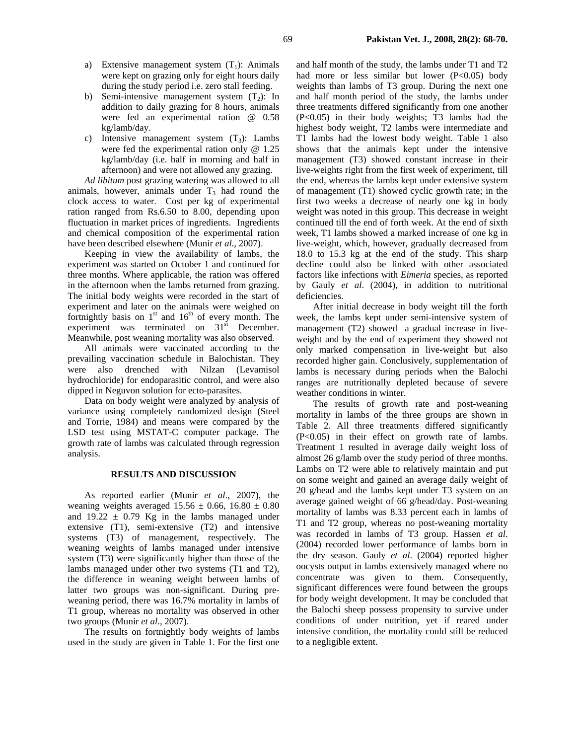a) Extensive management system ($T_1$): Animals were kept on grazing only for eight hours daily during the study period i.e. zero stall feeding.
b) Semi-intensive management system ($T_2$): In addition to daily grazing for 8 hours, animals were fed an experimental ration @ 0.58 kg/lamb/day.
c) Intensive management system ($T_3$): Lambs were fed the experimental ration only @ 1.25 kg/lamb/day (i.e. half in morning and half in afternoon) and were not allowed any grazing.

*Ad libitum* post grazing watering was allowed to all animals, however, animals under $T_3$ had round the clock access to water. Cost per kg of experimental ration ranged from Rs.6.50 to 8.00, depending upon fluctuation in market prices of ingredients. Ingredients and chemical composition of the experimental ration have been described elsewhere (Munir *et al*., 2007).

Keeping in view the availability of lambs, the experiment was started on October 1 and continued for three months. Where applicable, the ration was offered in the afternoon when the lambs returned from grazing. The initial body weights were recorded in the start of experiment and later on the animals were weighed on fortnightly basis on $1^{st}$ and $16^{th}$ of every month. The experiment was terminated on $31^{st}$ December. Meanwhile, post weaning mortality was also observed.

All animals were vaccinated according to the prevailing vaccination schedule in Balochistan. They were also drenched with Nilzan (Levamisol hydrochloride) for endoparasitic control, and were also dipped in Neguvon solution for ecto-parasites.

Data on body weight were analyzed by analysis of variance using completely randomized design (Steel and Torrie, 1984) and means were compared by the LSD test using MSTAT-C computer package. The growth rate of lambs was calculated through regression analysis.

## RESULTS AND DISCUSSION

As reported earlier (Munir *et al*., 2007), the weaning weights averaged $15.56 \pm 0.66$, $16.80 \pm 0.80$ and $19.22 \pm 0.79$ Kg in the lambs managed under extensive (T1), semi-extensive (T2) and intensive systems (T3) of management, respectively. The weaning weights of lambs managed under intensive system (T3) were significantly higher than those of the lambs managed under other two systems (T1 and T2), the difference in weaning weight between lambs of latter two groups was non-significant. During pre-weaning period, there was 16.7% mortality in lambs of T1 group, whereas no mortality was observed in other two groups (Munir *et al*., 2007).

The results on fortnightly body weights of lambs used in the study are given in Table 1. For the first one and half month of the study, the lambs under T1 and T2 had more or less similar but lower ($P<0.05$) body weights than lambs of T3 group. During the next one and half month period of the study, the lambs under three treatments differed significantly from one another ($P<0.05$) in their body weights; T3 lambs had the highest body weight, T2 lambs were intermediate and T1 lambs had the lowest body weight. Table 1 also shows that the animals kept under the intensive management (T3) showed constant increase in their live-weights right from the first week of experiment, till the end, whereas the lambs kept under extensive system of management (T1) showed cyclic growth rate; in the first two weeks a decrease of nearly one kg in body weight was noted in this group. This decrease in weight continued till the end of forth week. At the end of sixth week, T1 lambs showed a marked increase of one kg in live-weight, which, however, gradually decreased from 18.0 to 15.3 kg at the end of the study. This sharp decline could also be linked with other associated factors like infections with *Eimeria* species, as reported by Gauly *et al*. (2004), in addition to nutritional deficiencies.

After initial decrease in body weight till the forth week, the lambs kept under semi-intensive system of management (T2) showed a gradual increase in live-weight and by the end of experiment they showed not only marked compensation in live-weight but also recorded higher gain. Conclusively, supplementation of lambs is necessary during periods when the Balochi ranges are nutritionally depleted because of severe weather conditions in winter.

The results of growth rate and post-weaning mortality in lambs of the three groups are shown in Table 2. All three treatments differed significantly ($P<0.05$) in their effect on growth rate of lambs. Treatment 1 resulted in average daily weight loss of almost 26 g/lamb over the study period of three months. Lambs on T2 were able to relatively maintain and put on some weight and gained an average daily weight of 20 g/head and the lambs kept under T3 system on an average gained weight of 66 g/head/day. Post-weaning mortality of lambs was 8.33 percent each in lambs of T1 and T2 group, whereas no post-weaning mortality was recorded in lambs of T3 group. Hassen *et al*. (2004) recorded lower performance of lambs born in the dry season. Gauly *et al*. (2004) reported higher oocysts output in lambs extensively managed where no concentrate was given to them. Consequently, significant differences were found between the groups for body weight development. It may be concluded that the Balochi sheep possess propensity to survive under conditions of under nutrition, yet if reared under intensive condition, the mortality could still be reduced to a negligible extent.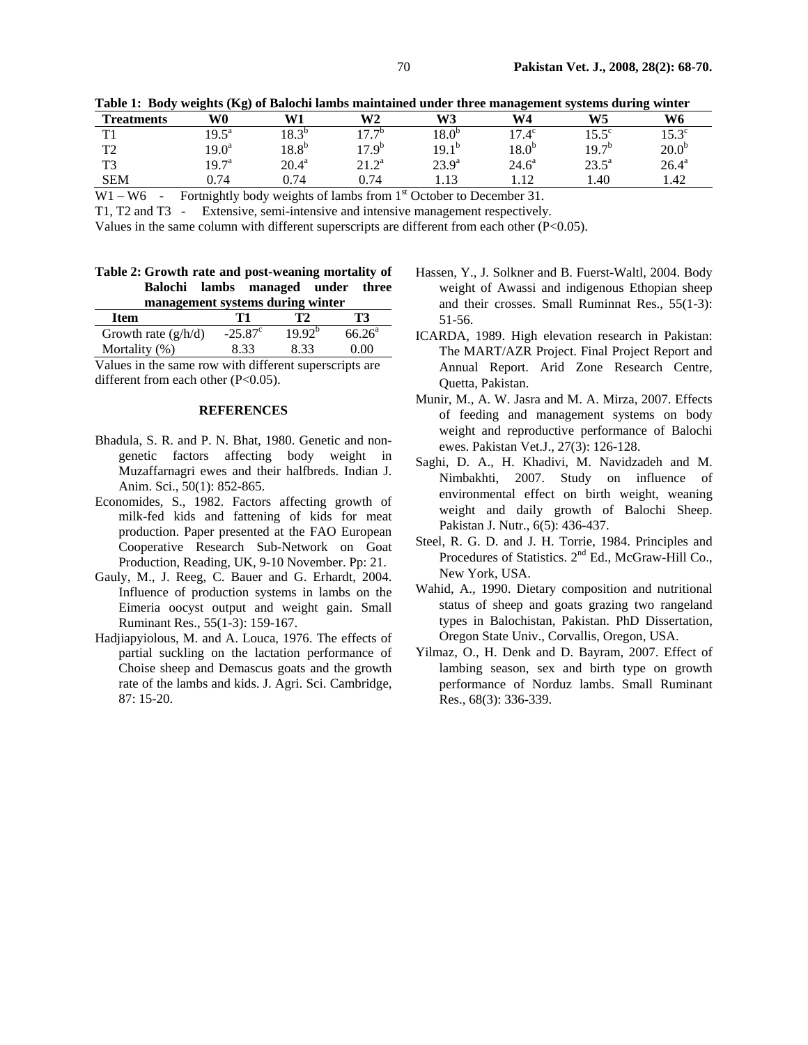**Table 1: Body weights (Kg) of Balochi lambs maintained under three management systems during winter**

| Treatments | W0 | W1 | W2 | W3 | W4 | W5 | W6 |
|---|---|---|---|---|---|---|---|
| T1 | 19.5[a] | 18.3[b] | 17.7[b] | 18.0[b] | 17.4[c] | 15.5[c] | 15.3[c] |
| T2 | 19.0[a] | 18.8[b] | 17.9[b] | 19.1[b] | 18.0[b] | 19.7[b] | 20.0[b] |
| T3 | 19.7[a] | 20.4[a] | 21.2[a] | 23.9[a] | 24.6[a] | 23.5[a] | 26.4[a] |
| SEM | 0.74 | 0.74 | 0.74 | 1.13 | 1.12 | 1.40 | 1.42 |

W1 – W6 - Fortnightly body weights of lambs from 1st October to December 31.

T1, T2 and T3 - Extensive, semi-intensive and intensive management respectively.

Values in the same column with different superscripts are different from each other ($P<0.05$).

**Table 2: Growth rate and post-weaning mortality of Balochi lambs managed under three management systems during winter**

| Item | T1 | T2 | T3 |
|---|---|---|---|
| Growth rate (g/h/d) | -25.87[c] | 19.92[b] | 66.26[a] |
| Mortality (%) | 8.33 | 8.33 | 0.00 |

Values in the same row with different superscripts are different from each other ($P<0.05$).

## REFERENCES

Bhadula, S. R. and P. N. Bhat, 1980. Genetic and non-genetic factors affecting body weight in Muzaffarnagri ewes and their halfbreds. Indian J. Anim. Sci., 50(1): 852-865.

Economides, S., 1982. Factors affecting growth of milk-fed kids and fattening of kids for meat production. Paper presented at the FAO European Cooperative Research Sub-Network on Goat Production, Reading, UK, 9-10 November. Pp: 21.

Gauly, M., J. Reeg, C. Bauer and G. Erhardt, 2004. Influence of production systems in lambs on the Eimeria oocyst output and weight gain. Small Ruminant Res., 55(1-3): 159-167.

Hadjiapyiolous, M. and A. Louca, 1976. The effects of partial suckling on the lactation performance of Choise sheep and Demascus goats and the growth rate of the lambs and kids. J. Agri. Sci. Cambridge, 87: 15-20.

Hassen, Y., J. Solkner and B. Fuerst-Waltl, 2004. Body weight of Awassi and indigenous Ethopian sheep and their crosses. Small Ruminnat Res., 55(1-3): 51-56.

ICARDA, 1989. High elevation research in Pakistan: The MART/AZR Project. Final Project Report and Annual Report. Arid Zone Research Centre, Quetta, Pakistan.

Munir, M., A. W. Jasra and M. A. Mirza, 2007. Effects of feeding and management systems on body weight and reproductive performance of Balochi ewes. Pakistan Vet.J., 27(3): 126-128.

Saghi, D. A., H. Khadivi, M. Navidzadeh and M. Nimbakhti, 2007. Study on influence of environmental effect on birth weight, weaning weight and daily growth of Balochi Sheep. Pakistan J. Nutr., 6(5): 436-437.

Steel, R. G. D. and J. H. Torrie, 1984. Principles and Procedures of Statistics. 2nd Ed., McGraw-Hill Co., New York, USA.

Wahid, A., 1990. Dietary composition and nutritional status of sheep and goats grazing two rangeland types in Balochistan, Pakistan. PhD Dissertation, Oregon State Univ., Corvallis, Oregon, USA.

Yilmaz, O., H. Denk and D. Bayram, 2007. Effect of lambing season, sex and birth type on growth performance of Norduz lambs. Small Ruminant Res., 68(3): 336-339.